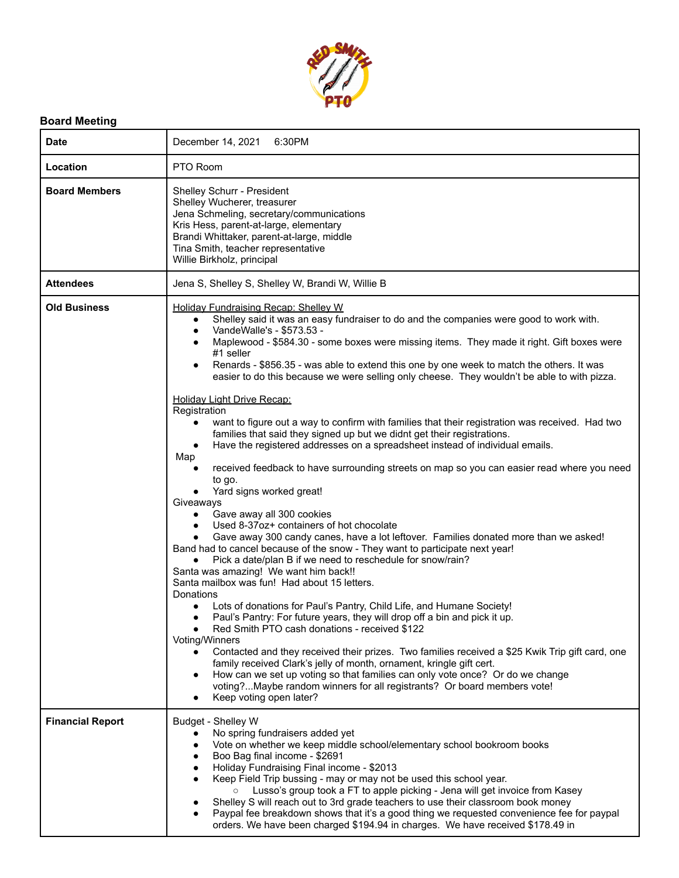## Board Meeting

| | |
|---|---|
| **Date** | December 14, 2021 6:30PM |
| **Location** | PTO Room |
| **Board Members** | Shelley Schurr - President<br>Shelley Wucherer, treasurer<br>Jena Schmeling, secretary/communications<br>Kris Hess, parent-at-large, elementary<br>Brandi Whittaker, parent-at-large, middle<br>Tina Smith, teacher representative<br>Willie Birkholz, principal |
| **Attendees** | Jena S, Shelley S, Shelley W, Brandi W, Willie B |
| **Old Business** | <u>Holiday Fundraising Recap: Shelley W</u><br>● Shelley said it was an easy fundraiser to do and the companies were good to work with.<br>● VandeWalle's - $573.53 -<br>● Maplewood - $584.30 - some boxes were missing items. They made it right. Gift boxes were #1 seller<br>● Renards - $856.35 - was able to extend this one by one week to match the others. It was easier to do this because we were selling only cheese. They wouldn't be able to with pizza.<br><br><u>Holiday Light Drive Recap:</u><br>Registration<br>● want to figure out a way to confirm with families that their registration was received. Had two families that said they signed up but we didnt get their registrations.<br>● Have the registered addresses on a spreadsheet instead of individual emails.<br>Map<br>● received feedback to have surrounding streets on map so you can easier read where you need to go.<br>● Yard signs worked great!<br>Giveaways<br>● Gave away all 300 cookies<br>● Used 8-37oz+ containers of hot chocolate<br>● Gave away 300 candy canes, have a lot leftover. Families donated more than we asked!<br>Band had to cancel because of the snow - They want to participate next year!<br>● Pick a date/plan B if we need to reschedule for snow/rain?<br>Santa was amazing! We want him back!!<br>Santa mailbox was fun! Had about 15 letters.<br>Donations<br>● Lots of donations for Paul's Pantry, Child Life, and Humane Society!<br>● Paul's Pantry: For future years, they will drop off a bin and pick it up.<br>● Red Smith PTO cash donations - received $122<br>Voting/Winners<br>● Contacted and they received their prizes. Two families received a $25 Kwik Trip gift card, one family received Clark's jelly of month, ornament, kringle gift cert.<br>● How can we set up voting so that families can only vote once? Or do we change voting?...Maybe random winners for all registrants? Or board members vote!<br>● Keep voting open later? |
| **Financial Report** | Budget - Shelley W<br>● No spring fundraisers added yet<br>● Vote on whether we keep middle school/elementary school bookroom books<br>● Boo Bag final income - $2691<br>● Holiday Fundraising Final income - $2013<br>● Keep Field Trip bussing - may or may not be used this school year.<br>&nbsp;&nbsp;&nbsp;&nbsp;○ Lusso's group took a FT to apple picking - Jena will get invoice from Kasey<br>● Shelley S will reach out to 3rd grade teachers to use their classroom book money<br>● Paypal fee breakdown shows that it's a good thing we requested convenience fee for paypal orders. We have been charged $194.94 in charges. We have received $178.49 in |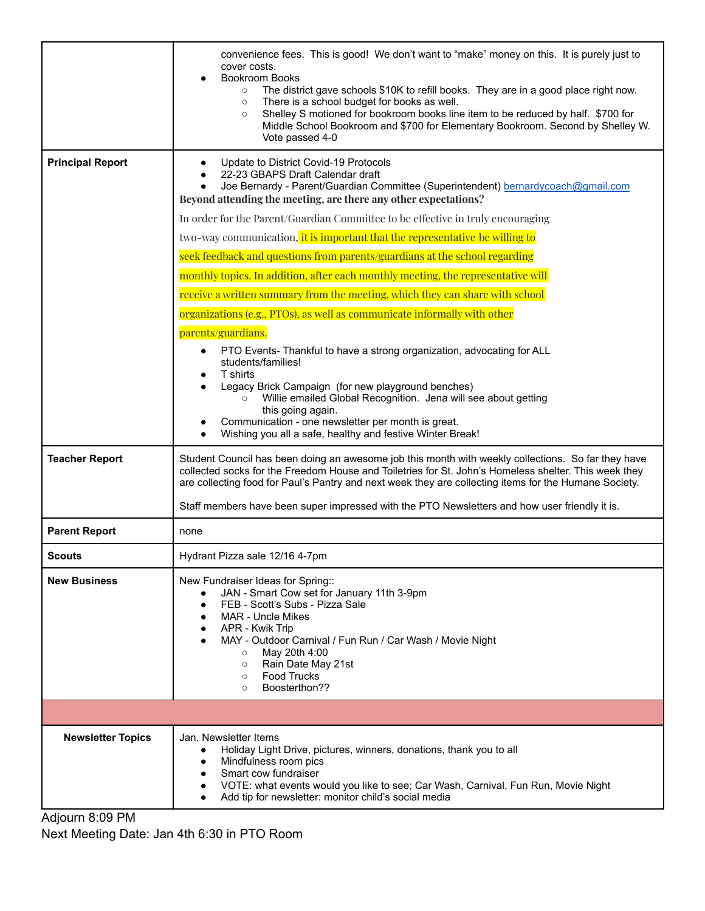| | |
|---|---|
| | convenience fees. This is good! We don't want to "make" money on this. It is purely just to cover costs.<br>• Bookroom Books<br>  ◦ The district gave schools $10K to refill books. They are in a good place right now.<br>  ◦ There is a school budget for books as well.<br>  ◦ Shelley S motioned for bookroom books line item to be reduced by half. $700 for Middle School Bookroom and $700 for Elementary Bookroom. Second by Shelley W. Vote passed 4-0 |
| **Principal Report** | • Update to District Covid-19 Protocols<br>• 22-23 GBAPS Draft Calendar draft<br>• Joe Bernardy - Parent/Guardian Committee (Superintendent) bernardycoach@gmail.com<br>**Beyond attending the meeting, are there any other expectations?**<br>In order for the Parent/Guardian Committee to be effective in truly encouraging two-way communication, it is important that the representative be willing to seek feedback and questions from parents/guardians at the school regarding monthly topics. In addition, after each monthly meeting, the representative will receive a written summary from the meeting, which they can share with school organizations (e.g., PTOs), as well as communicate informally with other parents/guardians.<br>• PTO Events- Thankful to have a strong organization, advocating for ALL students/families!<br>• T shirts<br>• Legacy Brick Campaign (for new playground benches)<br>  ◦ Willie emailed Global Recognition. Jena will see about getting this going again.<br>• Communication - one newsletter per month is great.<br>• Wishing you all a safe, healthy and festive Winter Break! |
| **Teacher Report** | Student Council has been doing an awesome job this month with weekly collections. So far they have collected socks for the Freedom House and Toiletries for St. John's Homeless shelter. This week they are collecting food for Paul's Pantry and next week they are collecting items for the Humane Society.<br><br>Staff members have been super impressed with the PTO Newsletters and how user friendly it is. |
| **Parent Report** | none |
| **Scouts** | Hydrant Pizza sale 12/16 4-7pm |
| **New Business** | New Fundraiser Ideas for Spring::<br>• JAN - Smart Cow set for January 11th 3-9pm<br>• FEB - Scott's Subs - Pizza Sale<br>• MAR - Uncle Mikes<br>• APR - Kwik Trip<br>• MAY - Outdoor Carnival / Fun Run / Car Wash / Movie Night<br>  ◦ May 20th 4:00<br>  ◦ Rain Date May 21st<br>  ◦ Food Trucks<br>  ◦ Boosterthon?? |
| | |
| **Newsletter Topics** | Jan. Newsletter Items<br>• Holiday Light Drive, pictures, winners, donations, thank you to all<br>• Mindfulness room pics<br>• Smart cow fundraiser<br>• VOTE: what events would you like to see; Car Wash, Carnival, Fun Run, Movie Night<br>• Add tip for newsletter: monitor child's social media |

Adjourn 8:09 PM

Next Meeting Date: Jan 4th 6:30 in PTO Room